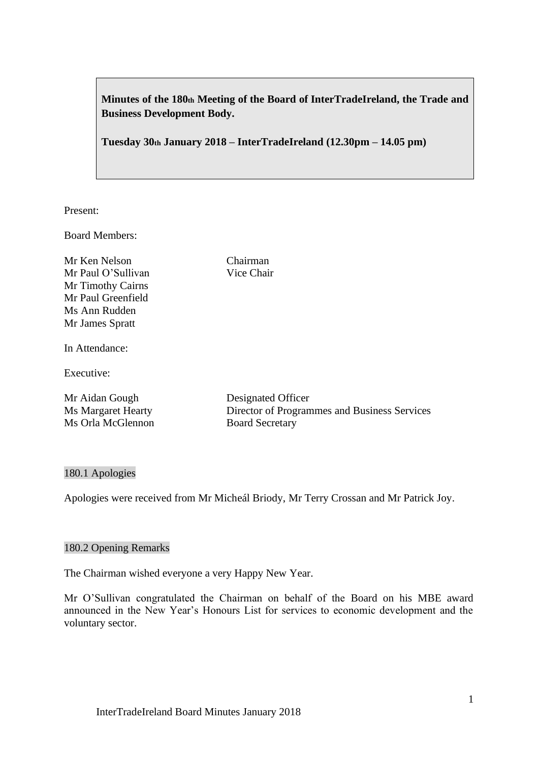**Minutes of the 180th Meeting of the Board of InterTradeIreland, the Trade and Business Development Body.**

**Tuesday 30th January 2018 – InterTradeIreland (12.30pm – 14.05 pm)**

Present:

Board Members:

| | |
|---|---|
| Mr Ken Nelson | Chairman |
| Mr Paul O'Sullivan | Vice Chair |
| Mr Timothy Cairns | |
| Mr Paul Greenfield | |
| Ms Ann Rudden | |
| Mr James Spratt | |

In Attendance:

Executive:

| | |
|---|---|
| Mr Aidan Gough | Designated Officer |
| Ms Margaret Hearty | Director of Programmes and Business Services |
| Ms Orla McGlennon | Board Secretary |

## 180.1 Apologies

Apologies were received from Mr Micheál Briody, Mr Terry Crossan and Mr Patrick Joy.

## 180.2 Opening Remarks

The Chairman wished everyone a very Happy New Year.

Mr O'Sullivan congratulated the Chairman on behalf of the Board on his MBE award announced in the New Year's Honours List for services to economic development and the voluntary sector.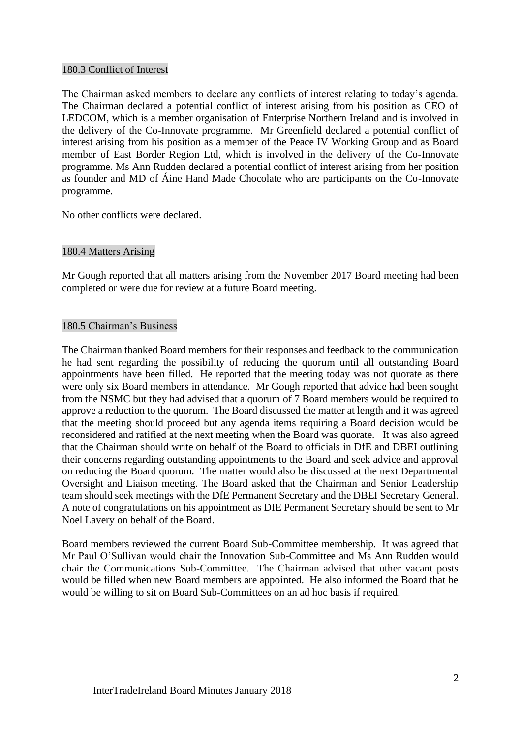### 180.3 Conflict of Interest

The Chairman asked members to declare any conflicts of interest relating to today's agenda. The Chairman declared a potential conflict of interest arising from his position as CEO of LEDCOM, which is a member organisation of Enterprise Northern Ireland and is involved in the delivery of the Co-Innovate programme. Mr Greenfield declared a potential conflict of interest arising from his position as a member of the Peace IV Working Group and as Board member of East Border Region Ltd, which is involved in the delivery of the Co-Innovate programme. Ms Ann Rudden declared a potential conflict of interest arising from her position as founder and MD of Áine Hand Made Chocolate who are participants on the Co-Innovate programme.

No other conflicts were declared.

### 180.4 Matters Arising

Mr Gough reported that all matters arising from the November 2017 Board meeting had been completed or were due for review at a future Board meeting.

### 180.5 Chairman's Business

The Chairman thanked Board members for their responses and feedback to the communication he had sent regarding the possibility of reducing the quorum until all outstanding Board appointments have been filled. He reported that the meeting today was not quorate as there were only six Board members in attendance. Mr Gough reported that advice had been sought from the NSMC but they had advised that a quorum of 7 Board members would be required to approve a reduction to the quorum. The Board discussed the matter at length and it was agreed that the meeting should proceed but any agenda items requiring a Board decision would be reconsidered and ratified at the next meeting when the Board was quorate. It was also agreed that the Chairman should write on behalf of the Board to officials in DfE and DBEI outlining their concerns regarding outstanding appointments to the Board and seek advice and approval on reducing the Board quorum. The matter would also be discussed at the next Departmental Oversight and Liaison meeting. The Board asked that the Chairman and Senior Leadership team should seek meetings with the DfE Permanent Secretary and the DBEI Secretary General. A note of congratulations on his appointment as DfE Permanent Secretary should be sent to Mr Noel Lavery on behalf of the Board.

Board members reviewed the current Board Sub-Committee membership. It was agreed that Mr Paul O'Sullivan would chair the Innovation Sub-Committee and Ms Ann Rudden would chair the Communications Sub-Committee. The Chairman advised that other vacant posts would be filled when new Board members are appointed. He also informed the Board that he would be willing to sit on Board Sub-Committees on an ad hoc basis if required.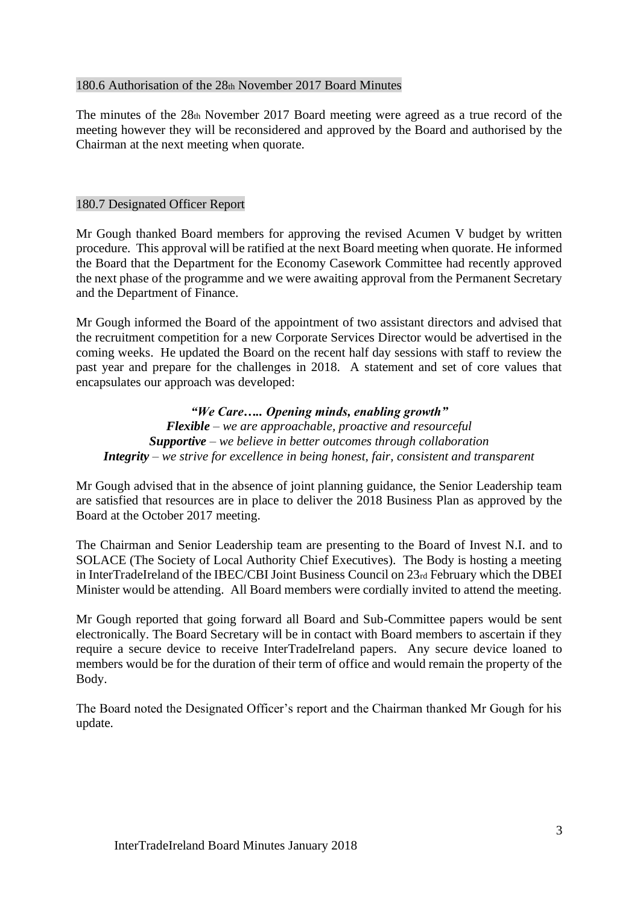### 180.6 Authorisation of the 28th November 2017 Board Minutes

The minutes of the 28th November 2017 Board meeting were agreed as a true record of the meeting however they will be reconsidered and approved by the Board and authorised by the Chairman at the next meeting when quorate.

### 180.7 Designated Officer Report

Mr Gough thanked Board members for approving the revised Acumen V budget by written procedure. This approval will be ratified at the next Board meeting when quorate. He informed the Board that the Department for the Economy Casework Committee had recently approved the next phase of the programme and we were awaiting approval from the Permanent Secretary and the Department of Finance.

Mr Gough informed the Board of the appointment of two assistant directors and advised that the recruitment competition for a new Corporate Services Director would be advertised in the coming weeks. He updated the Board on the recent half day sessions with staff to review the past year and prepare for the challenges in 2018. A statement and set of core values that encapsulates our approach was developed:

***"We Care….. Opening minds, enabling growth"***
***Flexible*** *– we are approachable, proactive and resourceful*
***Supportive*** *– we believe in better outcomes through collaboration*
***Integrity*** *– we strive for excellence in being honest, fair, consistent and transparent*

Mr Gough advised that in the absence of joint planning guidance, the Senior Leadership team are satisfied that resources are in place to deliver the 2018 Business Plan as approved by the Board at the October 2017 meeting.

The Chairman and Senior Leadership team are presenting to the Board of Invest N.I. and to SOLACE (The Society of Local Authority Chief Executives). The Body is hosting a meeting in InterTradeIreland of the IBEC/CBI Joint Business Council on 23rd February which the DBEI Minister would be attending. All Board members were cordially invited to attend the meeting.

Mr Gough reported that going forward all Board and Sub-Committee papers would be sent electronically. The Board Secretary will be in contact with Board members to ascertain if they require a secure device to receive InterTradeIreland papers. Any secure device loaned to members would be for the duration of their term of office and would remain the property of the Body.

The Board noted the Designated Officer's report and the Chairman thanked Mr Gough for his update.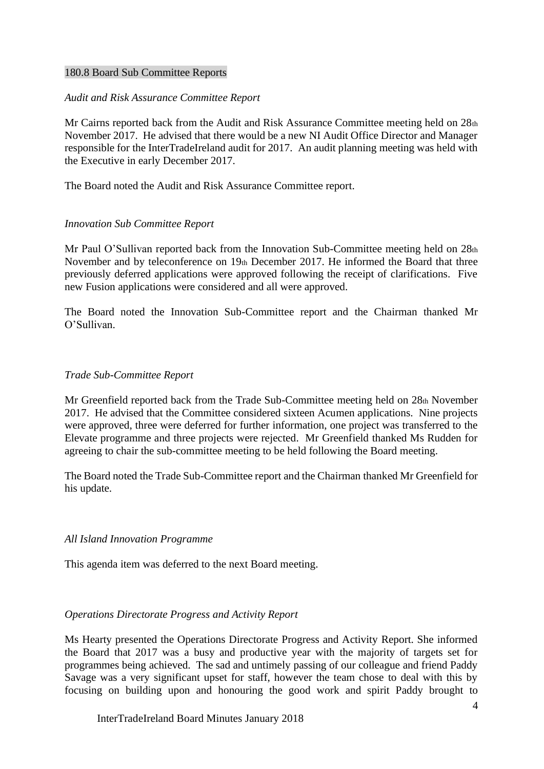180.8 Board Sub Committee Reports

*Audit and Risk Assurance Committee Report*

Mr Cairns reported back from the Audit and Risk Assurance Committee meeting held on 28th November 2017. He advised that there would be a new NI Audit Office Director and Manager responsible for the InterTradeIreland audit for 2017. An audit planning meeting was held with the Executive in early December 2017.

The Board noted the Audit and Risk Assurance Committee report.

*Innovation Sub Committee Report*

Mr Paul O'Sullivan reported back from the Innovation Sub-Committee meeting held on 28th November and by teleconference on 19th December 2017. He informed the Board that three previously deferred applications were approved following the receipt of clarifications. Five new Fusion applications were considered and all were approved.

The Board noted the Innovation Sub-Committee report and the Chairman thanked Mr O'Sullivan.

*Trade Sub-Committee Report*

Mr Greenfield reported back from the Trade Sub-Committee meeting held on 28th November 2017. He advised that the Committee considered sixteen Acumen applications. Nine projects were approved, three were deferred for further information, one project was transferred to the Elevate programme and three projects were rejected. Mr Greenfield thanked Ms Rudden for agreeing to chair the sub-committee meeting to be held following the Board meeting.

The Board noted the Trade Sub-Committee report and the Chairman thanked Mr Greenfield for his update.

*All Island Innovation Programme*

This agenda item was deferred to the next Board meeting.

*Operations Directorate Progress and Activity Report*

Ms Hearty presented the Operations Directorate Progress and Activity Report. She informed the Board that 2017 was a busy and productive year with the majority of targets set for programmes being achieved. The sad and untimely passing of our colleague and friend Paddy Savage was a very significant upset for staff, however the team chose to deal with this by focusing on building upon and honouring the good work and spirit Paddy brought to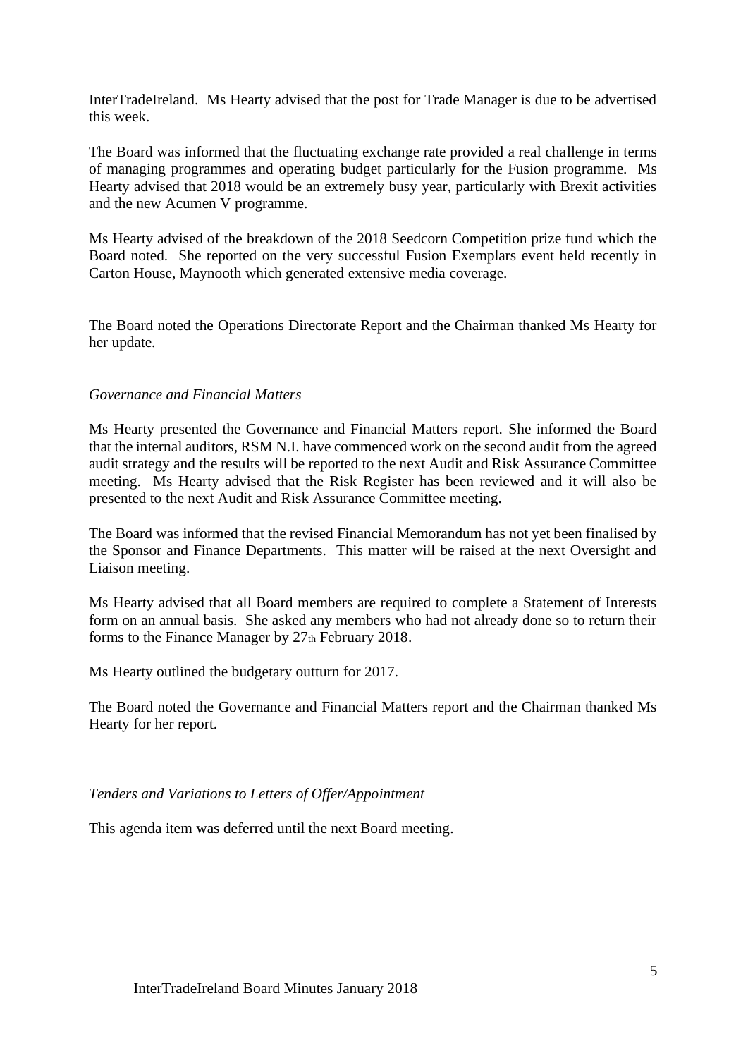InterTradeIreland. Ms Hearty advised that the post for Trade Manager is due to be advertised this week.

The Board was informed that the fluctuating exchange rate provided a real challenge in terms of managing programmes and operating budget particularly for the Fusion programme. Ms Hearty advised that 2018 would be an extremely busy year, particularly with Brexit activities and the new Acumen V programme.

Ms Hearty advised of the breakdown of the 2018 Seedcorn Competition prize fund which the Board noted. She reported on the very successful Fusion Exemplars event held recently in Carton House, Maynooth which generated extensive media coverage.

The Board noted the Operations Directorate Report and the Chairman thanked Ms Hearty for her update.

*Governance and Financial Matters*

Ms Hearty presented the Governance and Financial Matters report. She informed the Board that the internal auditors, RSM N.I. have commenced work on the second audit from the agreed audit strategy and the results will be reported to the next Audit and Risk Assurance Committee meeting. Ms Hearty advised that the Risk Register has been reviewed and it will also be presented to the next Audit and Risk Assurance Committee meeting.

The Board was informed that the revised Financial Memorandum has not yet been finalised by the Sponsor and Finance Departments. This matter will be raised at the next Oversight and Liaison meeting.

Ms Hearty advised that all Board members are required to complete a Statement of Interests form on an annual basis. She asked any members who had not already done so to return their forms to the Finance Manager by 27th February 2018.

Ms Hearty outlined the budgetary outturn for 2017.

The Board noted the Governance and Financial Matters report and the Chairman thanked Ms Hearty for her report.

*Tenders and Variations to Letters of Offer/Appointment*

This agenda item was deferred until the next Board meeting.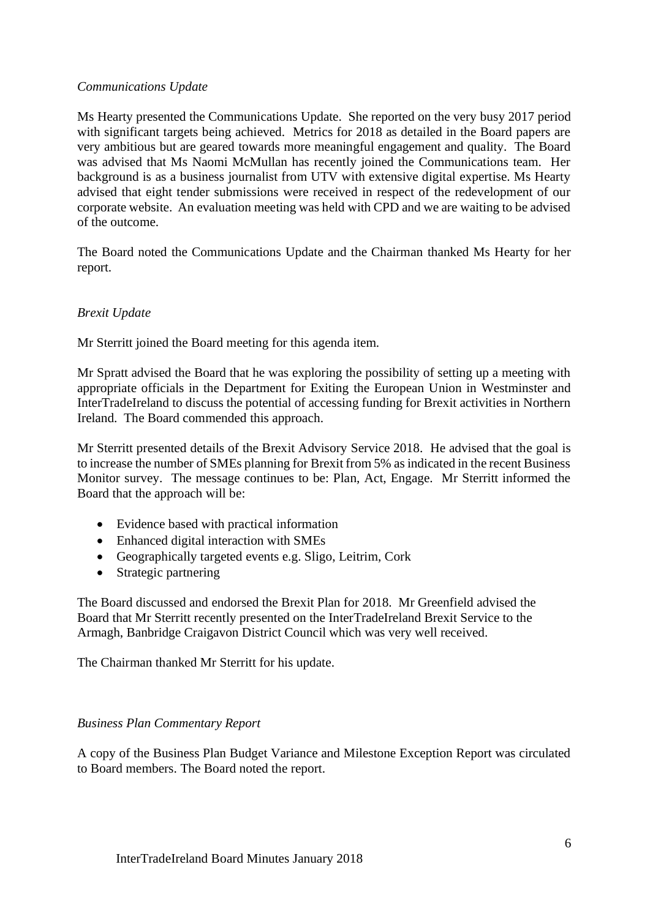*Communications Update*

Ms Hearty presented the Communications Update. She reported on the very busy 2017 period with significant targets being achieved. Metrics for 2018 as detailed in the Board papers are very ambitious but are geared towards more meaningful engagement and quality. The Board was advised that Ms Naomi McMullan has recently joined the Communications team. Her background is as a business journalist from UTV with extensive digital expertise. Ms Hearty advised that eight tender submissions were received in respect of the redevelopment of our corporate website. An evaluation meeting was held with CPD and we are waiting to be advised of the outcome.

The Board noted the Communications Update and the Chairman thanked Ms Hearty for her report.

*Brexit Update*

Mr Sterritt joined the Board meeting for this agenda item.

Mr Spratt advised the Board that he was exploring the possibility of setting up a meeting with appropriate officials in the Department for Exiting the European Union in Westminster and InterTradeIreland to discuss the potential of accessing funding for Brexit activities in Northern Ireland. The Board commended this approach.

Mr Sterritt presented details of the Brexit Advisory Service 2018. He advised that the goal is to increase the number of SMEs planning for Brexit from 5% as indicated in the recent Business Monitor survey. The message continues to be: Plan, Act, Engage. Mr Sterritt informed the Board that the approach will be:

- Evidence based with practical information
- Enhanced digital interaction with SMEs
- Geographically targeted events e.g. Sligo, Leitrim, Cork
- Strategic partnering

The Board discussed and endorsed the Brexit Plan for 2018. Mr Greenfield advised the Board that Mr Sterritt recently presented on the InterTradeIreland Brexit Service to the Armagh, Banbridge Craigavon District Council which was very well received.

The Chairman thanked Mr Sterritt for his update.

*Business Plan Commentary Report*

A copy of the Business Plan Budget Variance and Milestone Exception Report was circulated to Board members. The Board noted the report.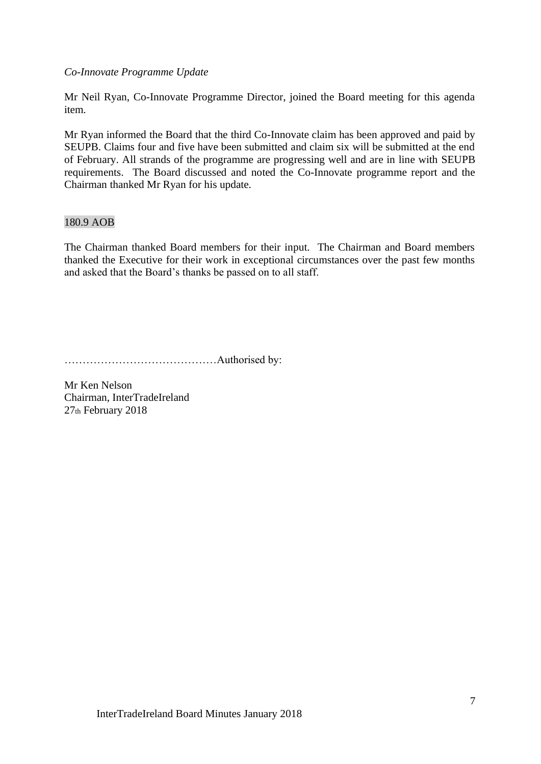*Co-Innovate Programme Update*

Mr Neil Ryan, Co-Innovate Programme Director, joined the Board meeting for this agenda item.

Mr Ryan informed the Board that the third Co-Innovate claim has been approved and paid by SEUPB. Claims four and five have been submitted and claim six will be submitted at the end of February. All strands of the programme are progressing well and are in line with SEUPB requirements. The Board discussed and noted the Co-Innovate programme report and the Chairman thanked Mr Ryan for his update.

180.9 AOB

The Chairman thanked Board members for their input. The Chairman and Board members thanked the Executive for their work in exceptional circumstances over the past few months and asked that the Board's thanks be passed on to all staff.

……………………………………Authorised by:

Mr Ken Nelson
Chairman, InterTradeIreland
27th February 2018